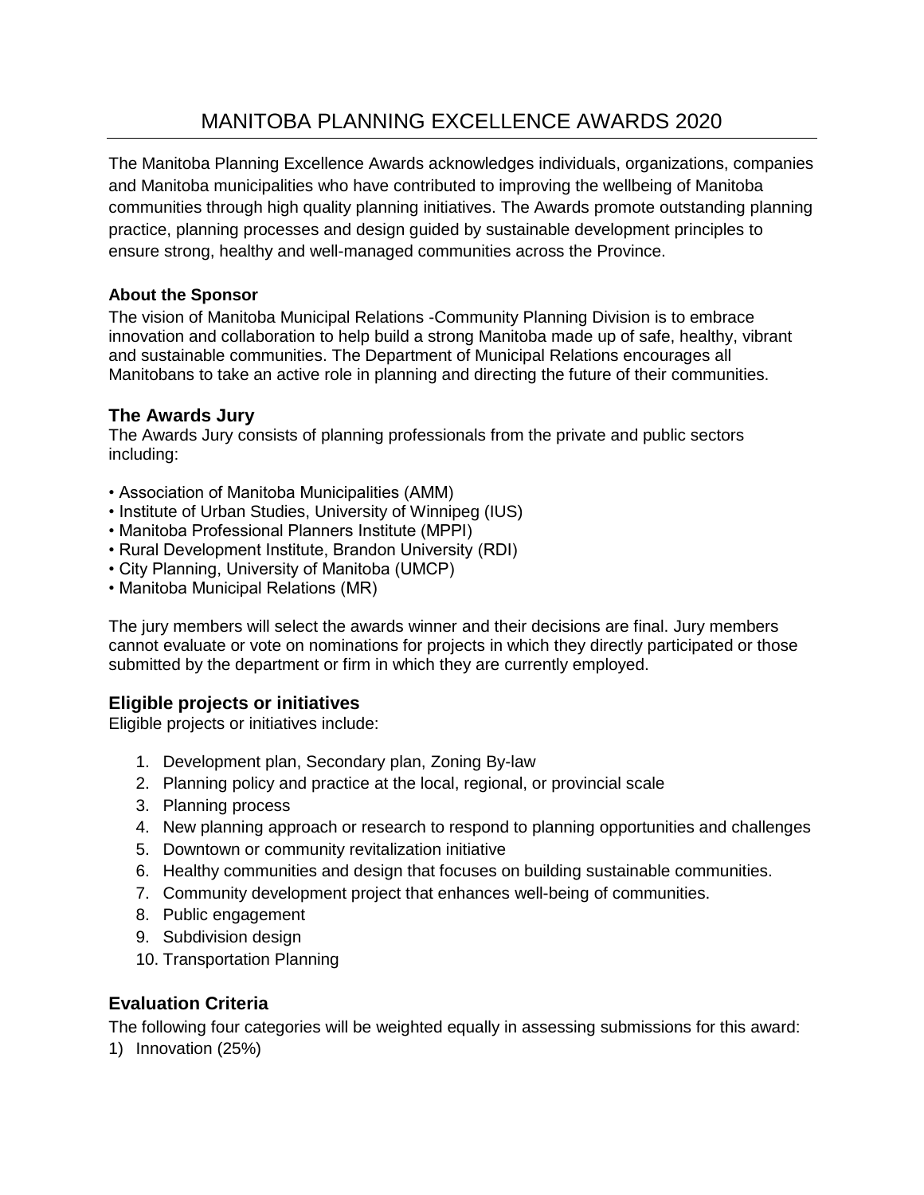# MANITOBA PLANNING EXCELLENCE AWARDS 2020

The Manitoba Planning Excellence Awards acknowledges individuals, organizations, companies and Manitoba municipalities who have contributed to improving the wellbeing of Manitoba communities through high quality planning initiatives. The Awards promote outstanding planning practice, planning processes and design guided by sustainable development principles to ensure strong, healthy and well-managed communities across the Province.

**About the Sponsor**

The vision of Manitoba Municipal Relations -Community Planning Division is to embrace innovation and collaboration to help build a strong Manitoba made up of safe, healthy, vibrant and sustainable communities. The Department of Municipal Relations encourages all Manitobans to take an active role in planning and directing the future of their communities.

## The Awards Jury

The Awards Jury consists of planning professionals from the private and public sectors including:

- Association of Manitoba Municipalities (AMM)
- Institute of Urban Studies, University of Winnipeg (IUS)
- Manitoba Professional Planners Institute (MPPI)
- Rural Development Institute, Brandon University (RDI)
- City Planning, University of Manitoba (UMCP)
- Manitoba Municipal Relations (MR)

The jury members will select the awards winner and their decisions are final. Jury members cannot evaluate or vote on nominations for projects in which they directly participated or those submitted by the department or firm in which they are currently employed.

## Eligible projects or initiatives

Eligible projects or initiatives include:

1. Development plan, Secondary plan, Zoning By-law
2. Planning policy and practice at the local, regional, or provincial scale
3. Planning process
4. New planning approach or research to respond to planning opportunities and challenges
5. Downtown or community revitalization initiative
6. Healthy communities and design that focuses on building sustainable communities.
7. Community development project that enhances well-being of communities.
8. Public engagement
9. Subdivision design
10. Transportation Planning

## Evaluation Criteria

The following four categories will be weighted equally in assessing submissions for this award:

1) Innovation (25%)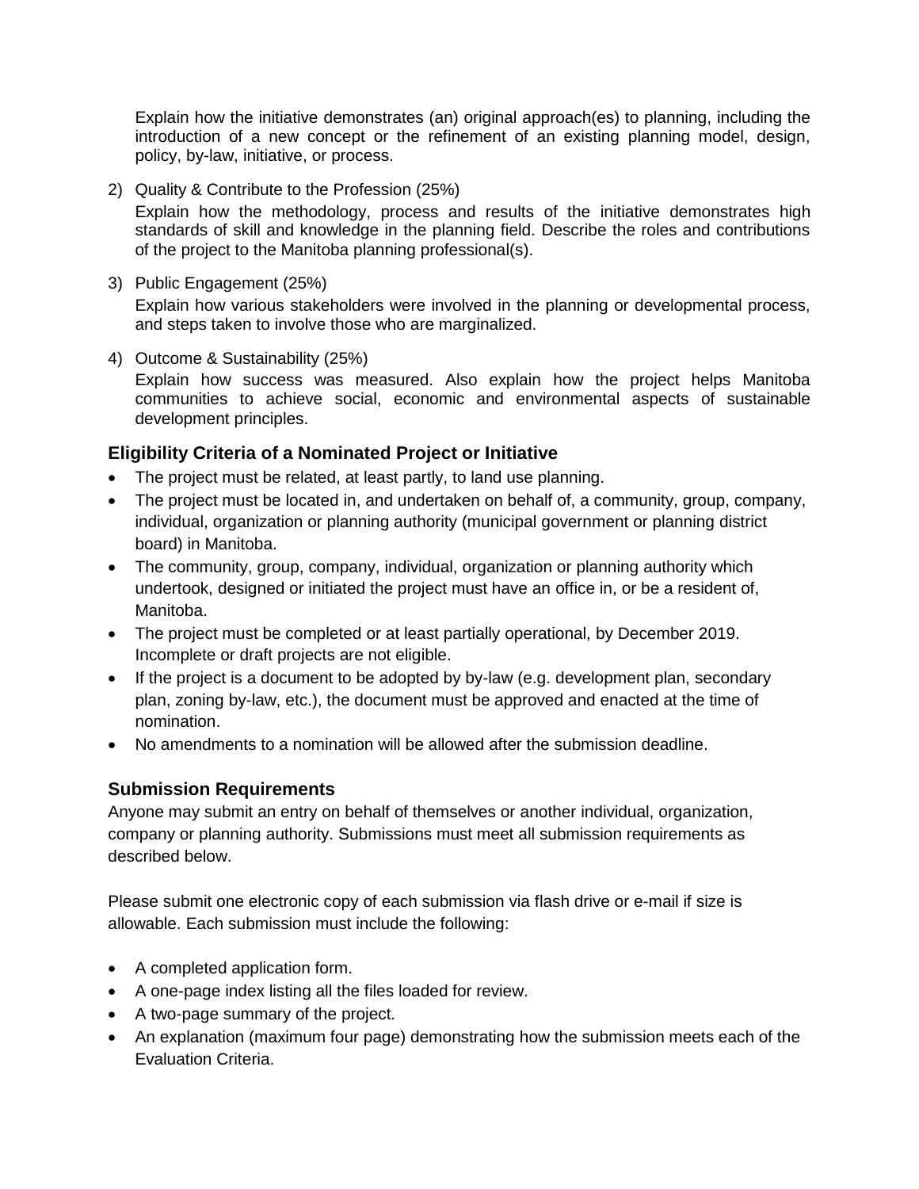Explain how the initiative demonstrates (an) original approach(es) to planning, including the introduction of a new concept or the refinement of an existing planning model, design, policy, by-law, initiative, or process.

2) Quality & Contribute to the Profession (25%)

   Explain how the methodology, process and results of the initiative demonstrates high standards of skill and knowledge in the planning field. Describe the roles and contributions of the project to the Manitoba planning professional(s).

3) Public Engagement (25%)

   Explain how various stakeholders were involved in the planning or developmental process, and steps taken to involve those who are marginalized.

4) Outcome & Sustainability (25%)

   Explain how success was measured. Also explain how the project helps Manitoba communities to achieve social, economic and environmental aspects of sustainable development principles.

### Eligibility Criteria of a Nominated Project or Initiative

- The project must be related, at least partly, to land use planning.
- The project must be located in, and undertaken on behalf of, a community, group, company, individual, organization or planning authority (municipal government or planning district board) in Manitoba.
- The community, group, company, individual, organization or planning authority which undertook, designed or initiated the project must have an office in, or be a resident of, Manitoba.
- The project must be completed or at least partially operational, by December 2019. Incomplete or draft projects are not eligible.
- If the project is a document to be adopted by by-law (e.g. development plan, secondary plan, zoning by-law, etc.), the document must be approved and enacted at the time of nomination.
- No amendments to a nomination will be allowed after the submission deadline.

### Submission Requirements

Anyone may submit an entry on behalf of themselves or another individual, organization, company or planning authority. Submissions must meet all submission requirements as described below.

Please submit one electronic copy of each submission via flash drive or e-mail if size is allowable. Each submission must include the following:

- A completed application form.
- A one-page index listing all the files loaded for review.
- A two-page summary of the project.
- An explanation (maximum four page) demonstrating how the submission meets each of the Evaluation Criteria.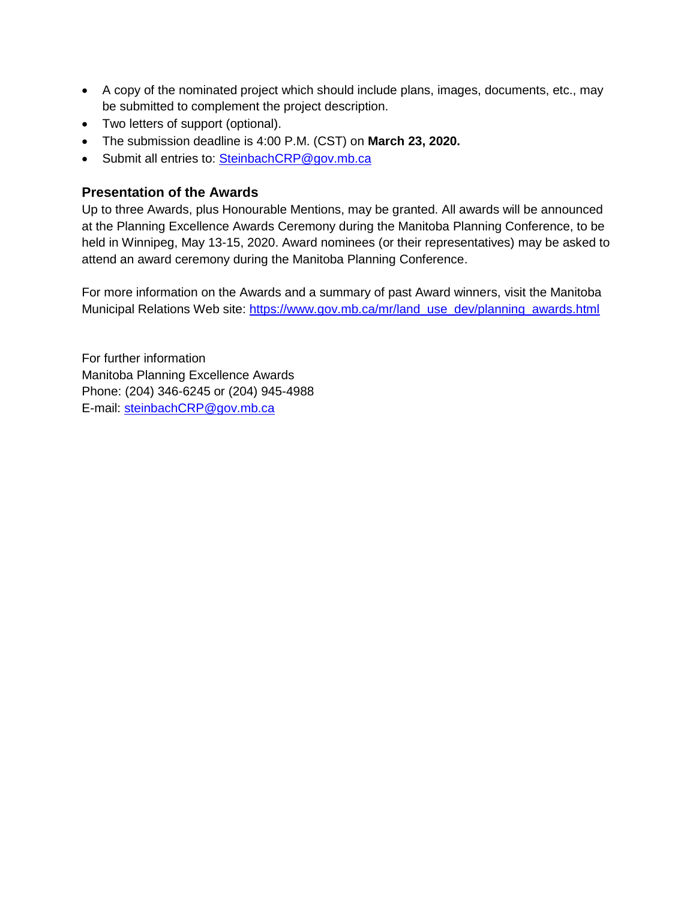- A copy of the nominated project which should include plans, images, documents, etc., may be submitted to complement the project description.
- Two letters of support (optional).
- The submission deadline is 4:00 P.M. (CST) on **March 23, 2020.**
- Submit all entries to: SteinbachCRP@gov.mb.ca

### Presentation of the Awards

Up to three Awards, plus Honourable Mentions, may be granted. All awards will be announced at the Planning Excellence Awards Ceremony during the Manitoba Planning Conference, to be held in Winnipeg, May 13-15, 2020. Award nominees (or their representatives) may be asked to attend an award ceremony during the Manitoba Planning Conference.

For more information on the Awards and a summary of past Award winners, visit the Manitoba Municipal Relations Web site: https://www.gov.mb.ca/mr/land_use_dev/planning_awards.html

For further information
Manitoba Planning Excellence Awards
Phone: (204) 346-6245 or (204) 945-4988
E-mail: steinbachCRP@gov.mb.ca